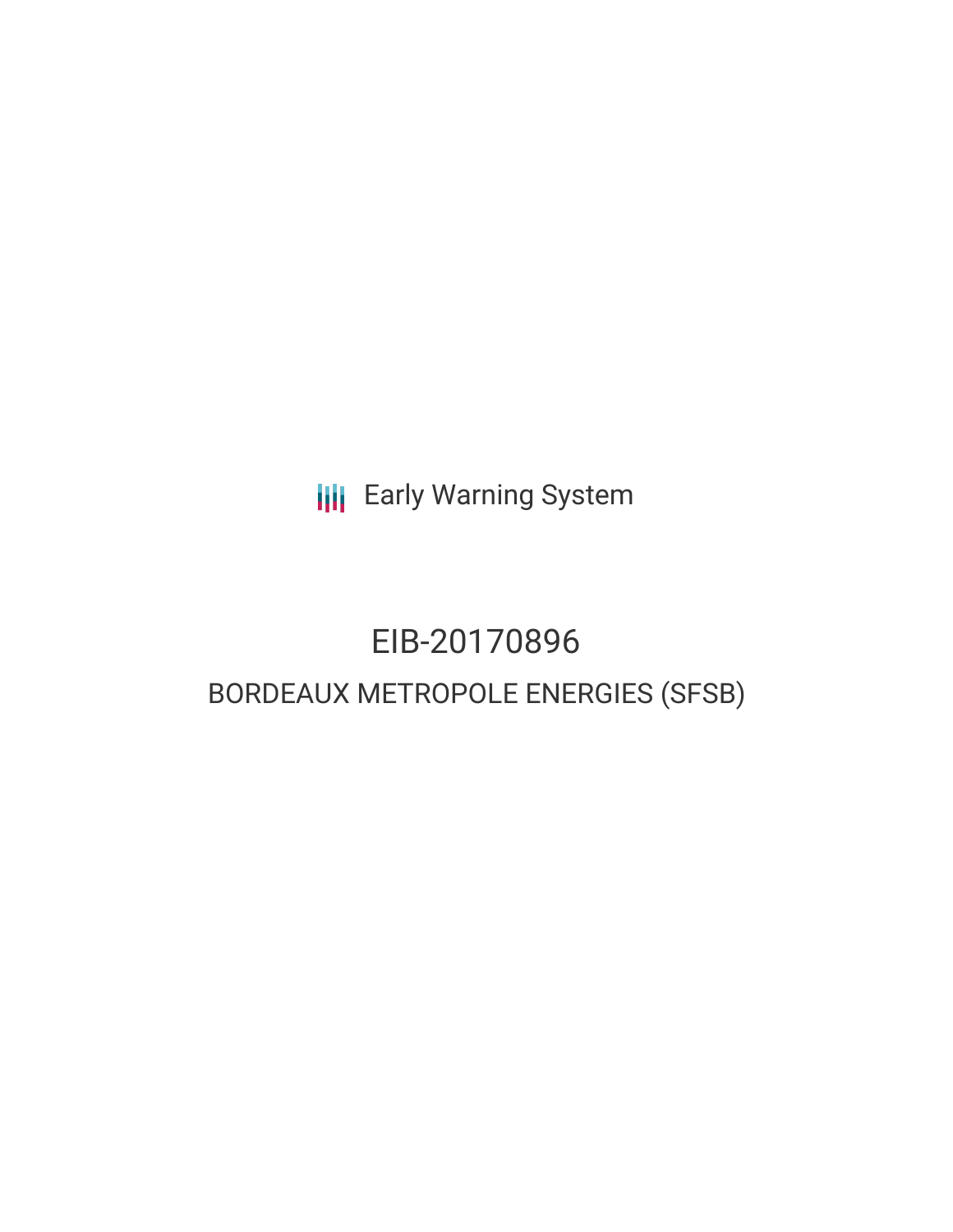Early Warning System

# EIB-20170896

## BORDEAUX METROPOLE ENERGIES (SFSB)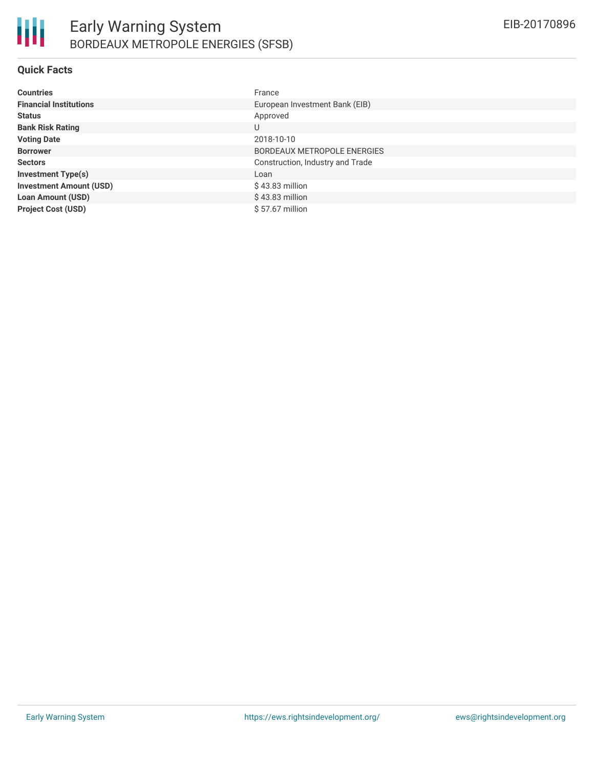# Early Warning System

## BORDEAUX METROPOLE ENERGIES (SFSB)

EIB-20170896

### Quick Facts

| | |
|---|---|
| **Countries** | France |
| **Financial Institutions** | European Investment Bank (EIB) |
| **Status** | Approved |
| **Bank Risk Rating** | U |
| **Voting Date** | 2018-10-10 |
| **Borrower** | BORDEAUX METROPOLE ENERGIES |
| **Sectors** | Construction, Industry and Trade |
| **Investment Type(s)** | Loan |
| **Investment Amount (USD)** | $ 43.83 million |
| **Loan Amount (USD)** | $ 43.83 million |
| **Project Cost (USD)** | $ 57.67 million |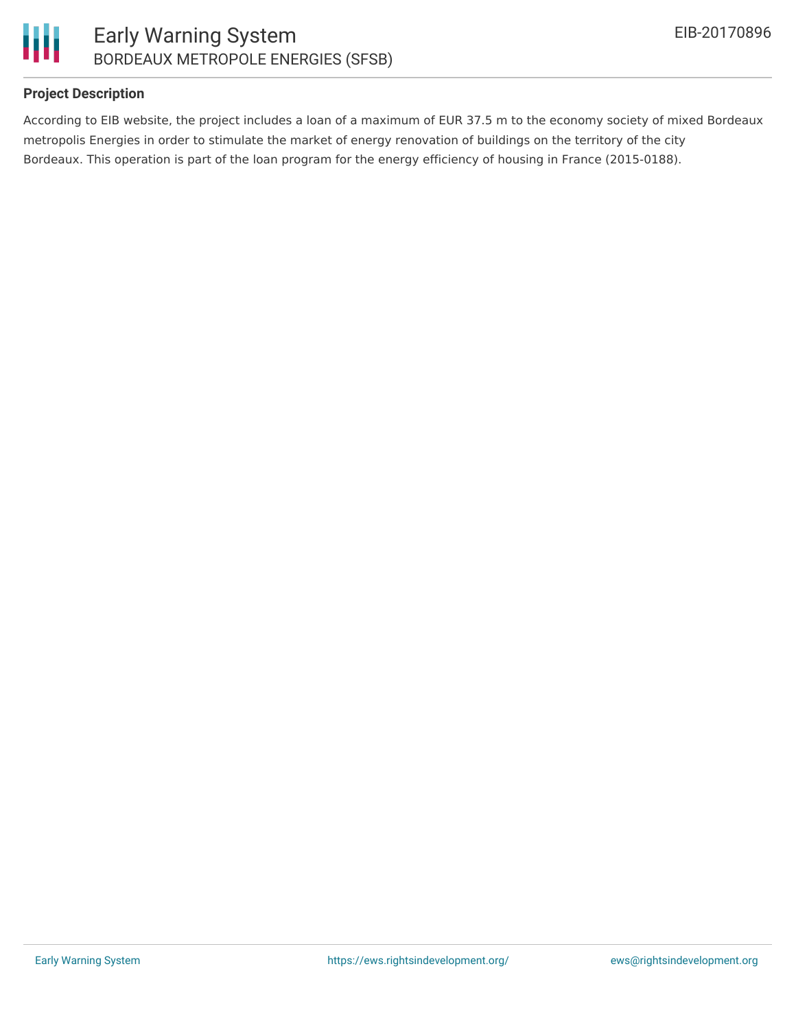**Project Description**

According to EIB website, the project includes a loan of a maximum of EUR 37.5 m to the economy society of mixed Bordeaux metropolis Energies in order to stimulate the market of energy renovation of buildings on the territory of the city Bordeaux. This operation is part of the loan program for the energy efficiency of housing in France (2015-0188).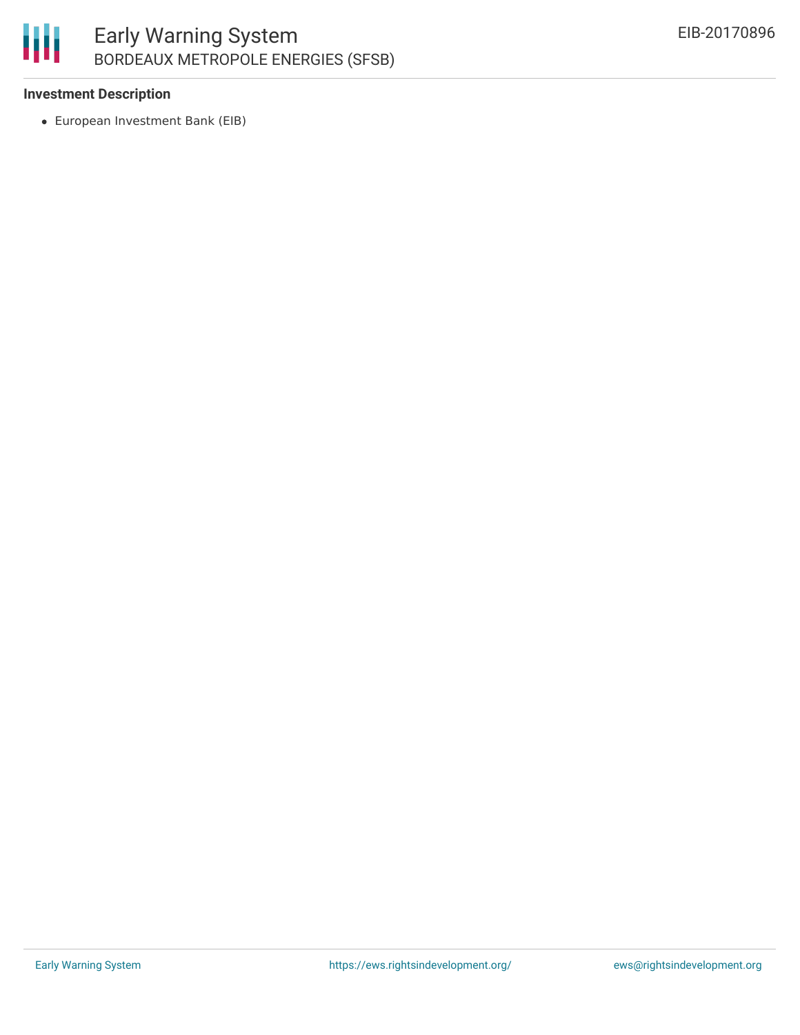### Investment Description

- European Investment Bank (EIB)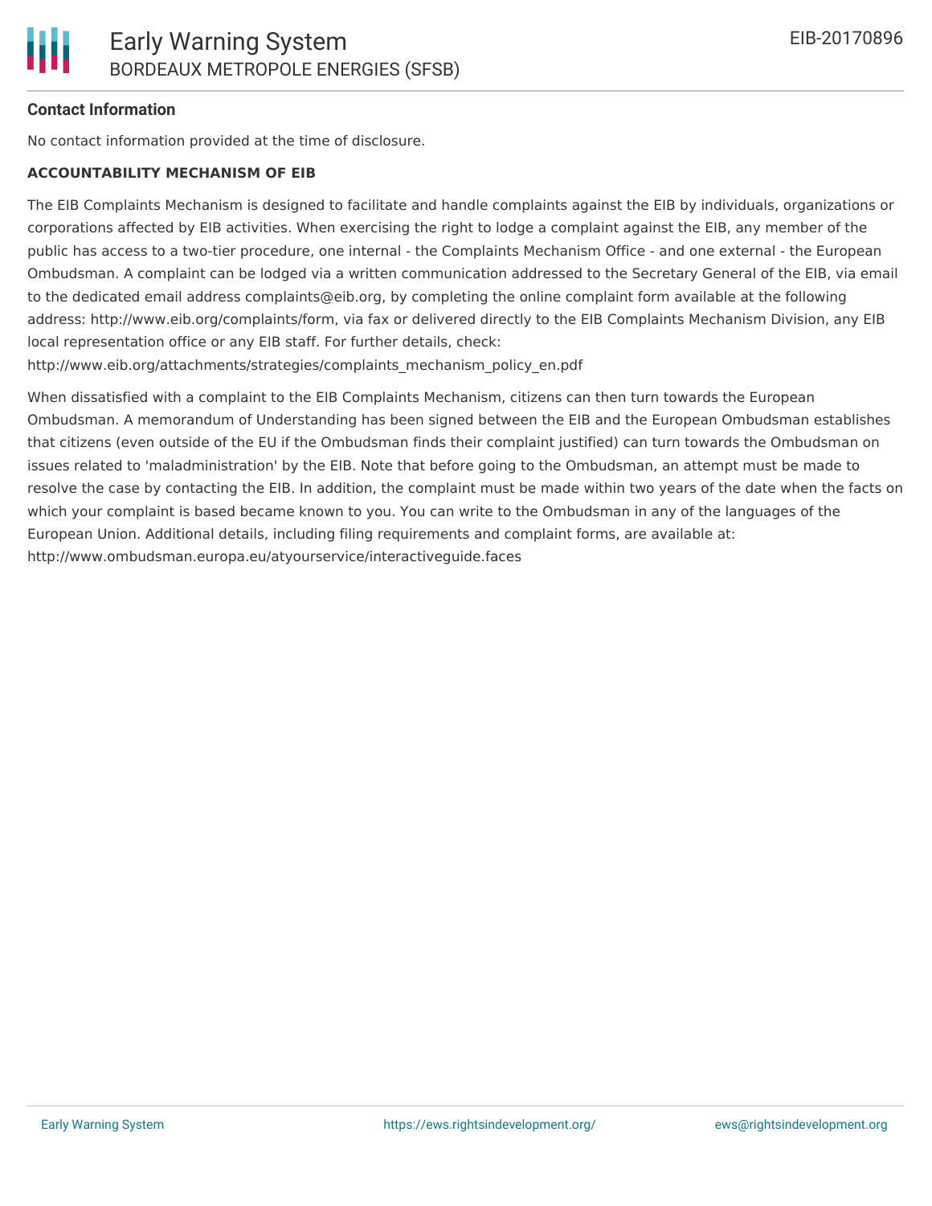## Contact Information

No contact information provided at the time of disclosure.

**ACCOUNTABILITY MECHANISM OF EIB**

The EIB Complaints Mechanism is designed to facilitate and handle complaints against the EIB by individuals, organizations or corporations affected by EIB activities. When exercising the right to lodge a complaint against the EIB, any member of the public has access to a two-tier procedure, one internal - the Complaints Mechanism Office - and one external - the European Ombudsman. A complaint can be lodged via a written communication addressed to the Secretary General of the EIB, via email to the dedicated email address complaints@eib.org, by completing the online complaint form available at the following address: http://www.eib.org/complaints/form, via fax or delivered directly to the EIB Complaints Mechanism Division, any EIB local representation office or any EIB staff. For further details, check: http://www.eib.org/attachments/strategies/complaints_mechanism_policy_en.pdf

When dissatisfied with a complaint to the EIB Complaints Mechanism, citizens can then turn towards the European Ombudsman. A memorandum of Understanding has been signed between the EIB and the European Ombudsman establishes that citizens (even outside of the EU if the Ombudsman finds their complaint justified) can turn towards the Ombudsman on issues related to 'maladministration' by the EIB. Note that before going to the Ombudsman, an attempt must be made to resolve the case by contacting the EIB. In addition, the complaint must be made within two years of the date when the facts on which your complaint is based became known to you. You can write to the Ombudsman in any of the languages of the European Union. Additional details, including filing requirements and complaint forms, are available at: http://www.ombudsman.europa.eu/atyourservice/interactiveguide.faces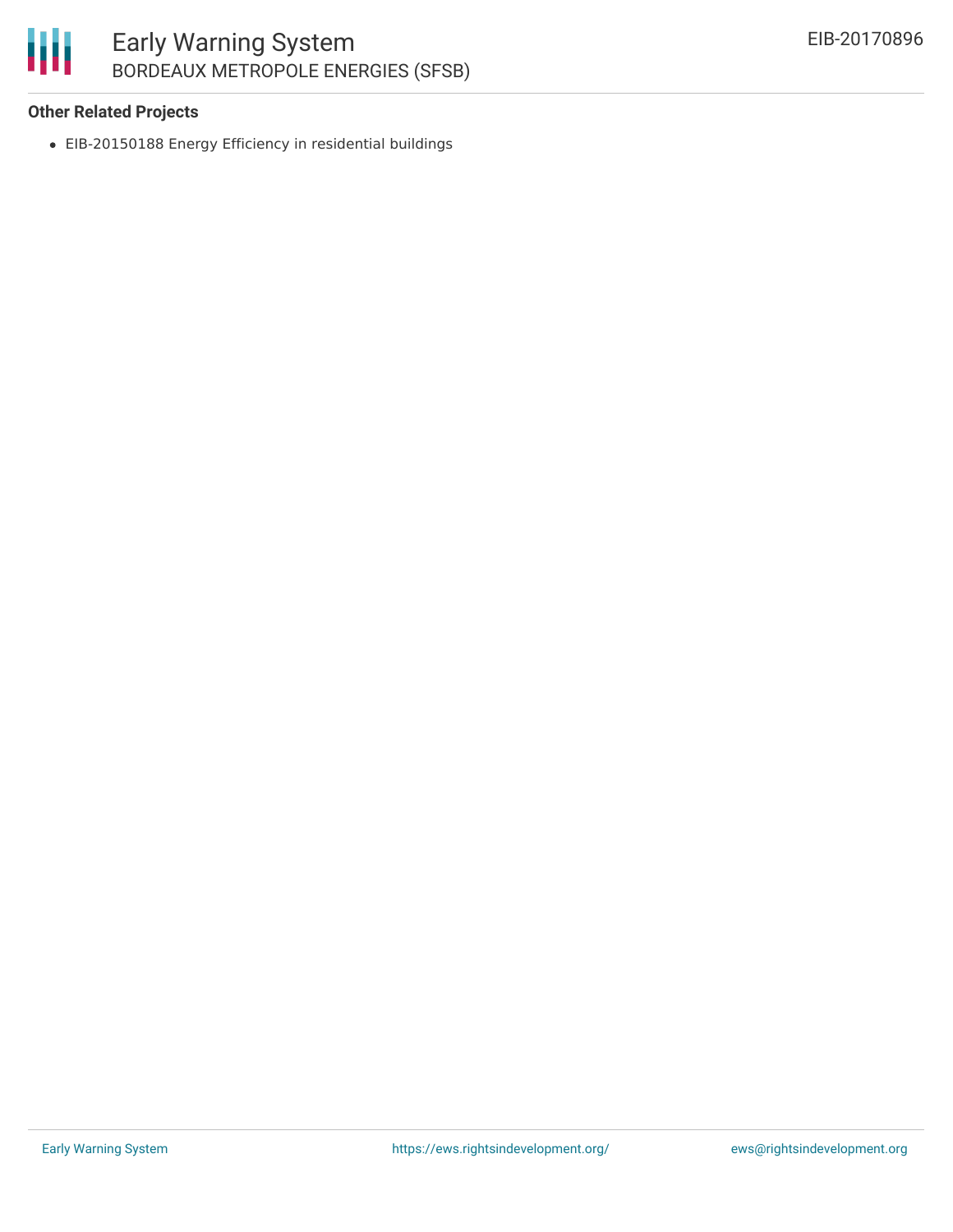**Other Related Projects**

- EIB-20150188 Energy Efficiency in residential buildings